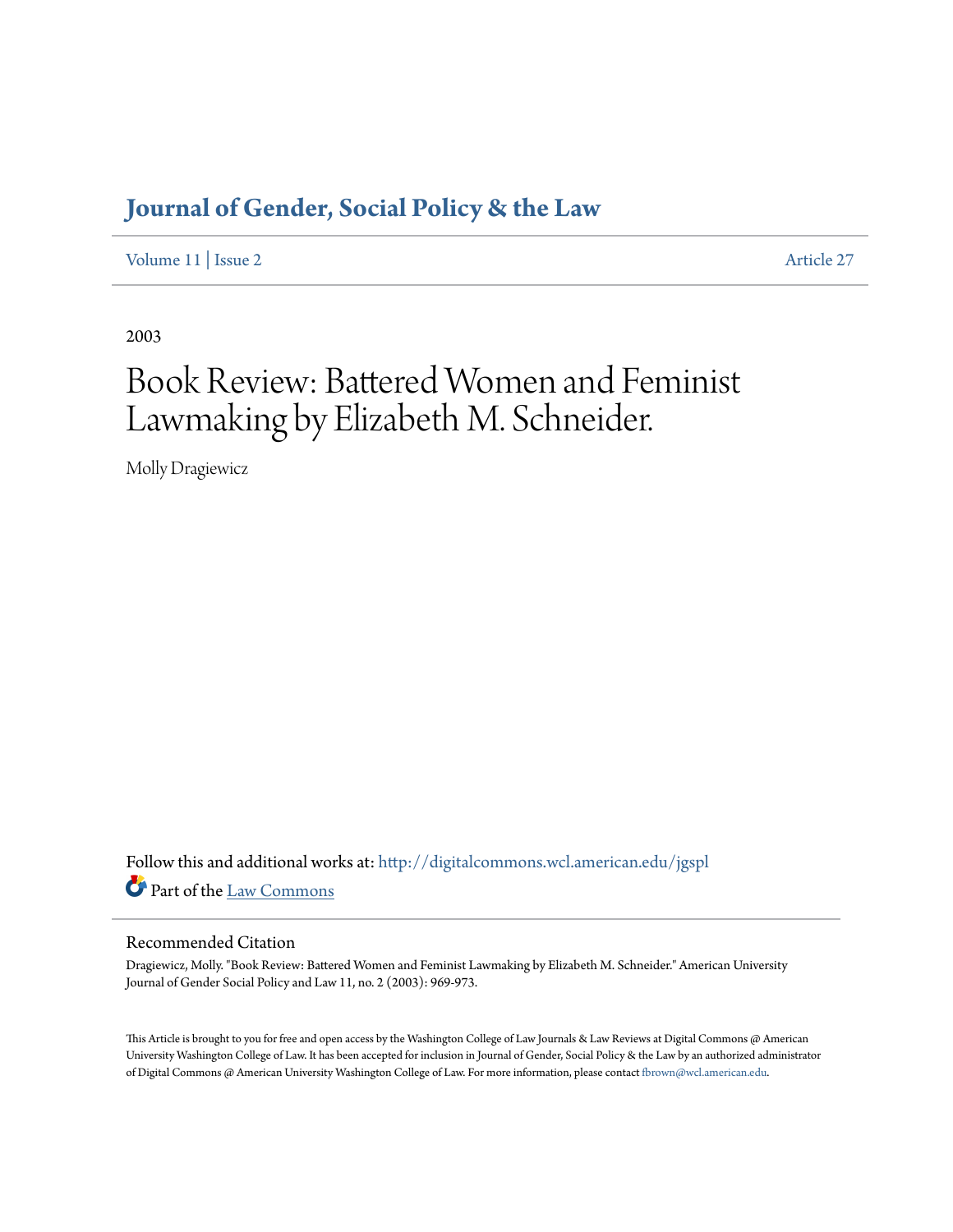# Journal of Gender, Social Policy & the Law

Volume 11 | Issue 2 Article 27

2003

# Book Review: Battered Women and Feminist Lawmaking by Elizabeth M. Schneider.

Molly Dragiewicz

Follow this and additional works at: http://digitalcommons.wcl.american.edu/jgspl

Part of the Law Commons

## Recommended Citation

Dragiewicz, Molly. "Book Review: Battered Women and Feminist Lawmaking by Elizabeth M. Schneider." American University Journal of Gender Social Policy and Law 11, no. 2 (2003): 969-973.

This Article is brought to you for free and open access by the Washington College of Law Journals & Law Reviews at Digital Commons @ American University Washington College of Law. It has been accepted for inclusion in Journal of Gender, Social Policy & the Law by an authorized administrator of Digital Commons @ American University Washington College of Law. For more information, please contact fbrown@wcl.american.edu.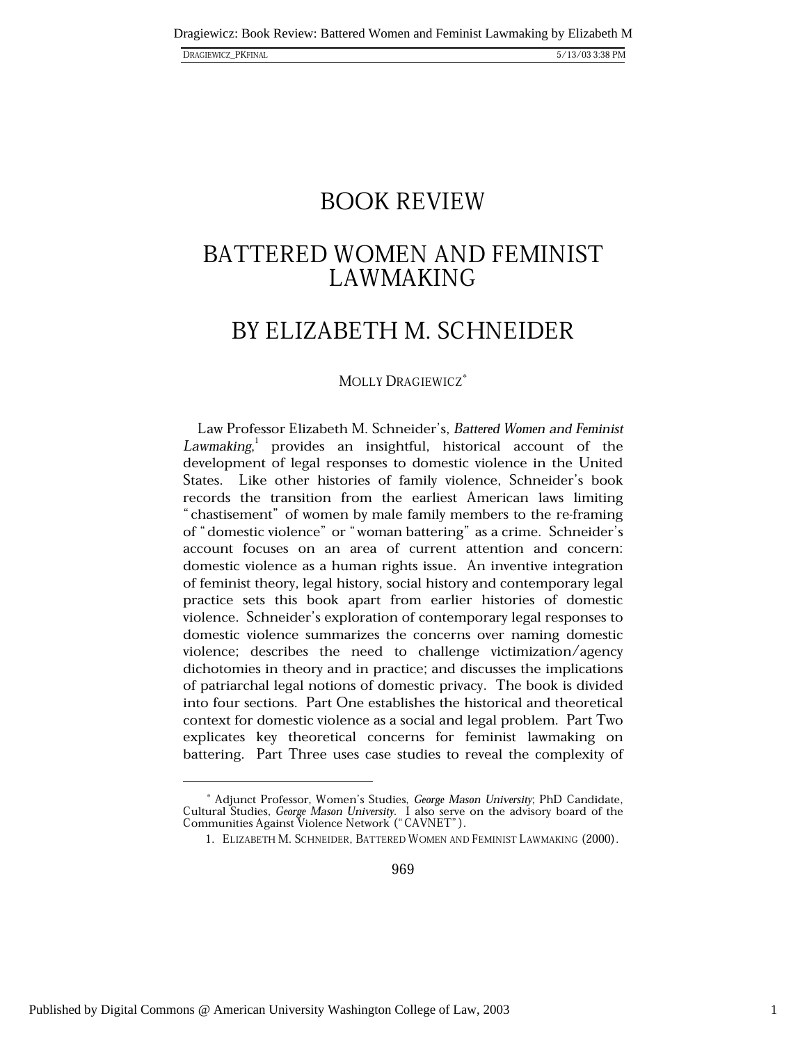# BOOK REVIEW

# BATTERED WOMEN AND FEMINIST LAWMAKING

# BY ELIZABETH M. SCHNEIDER

MOLLY DRAGIEWICZ*

Law Professor Elizabeth M. Schneider's, *Battered Women and Feminist Lawmaking*,[1] provides an insightful, historical account of the development of legal responses to domestic violence in the United States. Like other histories of family violence, Schneider's book records the transition from the earliest American laws limiting "chastisement" of women by male family members to the re-framing of "domestic violence" or "woman battering" as a crime. Schneider's account focuses on an area of current attention and concern: domestic violence as a human rights issue. An inventive integration of feminist theory, legal history, social history and contemporary legal practice sets this book apart from earlier histories of domestic violence. Schneider's exploration of contemporary legal responses to domestic violence summarizes the concerns over naming domestic violence; describes the need to challenge victimization/agency dichotomies in theory and in practice; and discusses the implications of patriarchal legal notions of domestic privacy. The book is divided into four sections. Part One establishes the historical and theoretical context for domestic violence as a social and legal problem. Part Two explicates key theoretical concerns for feminist lawmaking on battering. Part Three uses case studies to reveal the complexity of

---

* Adjunct Professor, Women's Studies, *George Mason University*; PhD Candidate, Cultural Studies, *George Mason University*. I also serve on the advisory board of the Communities Against Violence Network ("CAVNET").

1. ELIZABETH M. SCHNEIDER, BATTERED WOMEN AND FEMINIST LAWMAKING (2000).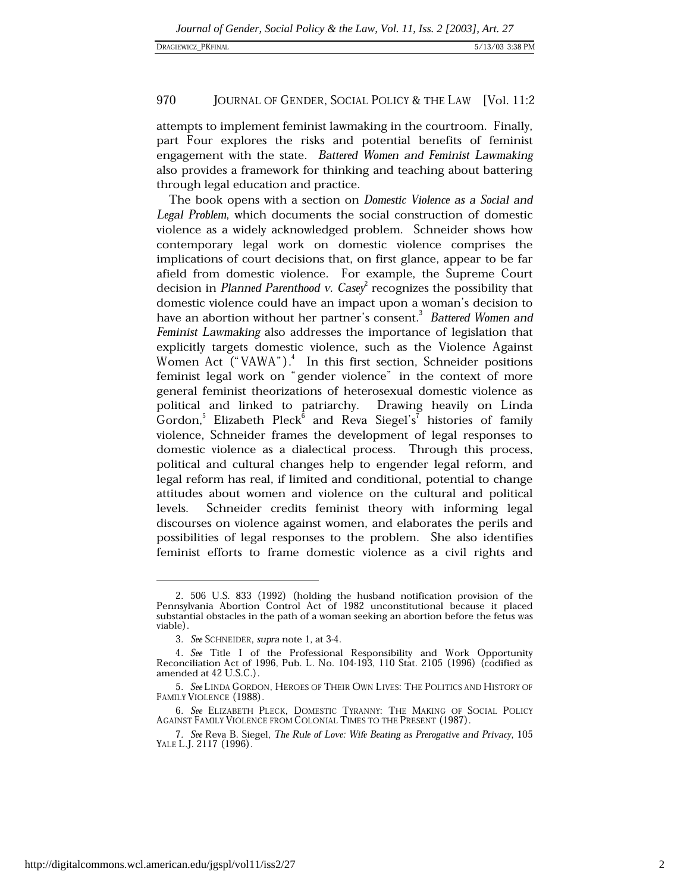attempts to implement feminist lawmaking in the courtroom. Finally, part Four explores the risks and potential benefits of feminist engagement with the state. *Battered Women and Feminist Lawmaking* also provides a framework for thinking and teaching about battering through legal education and practice.

The book opens with a section on *Domestic Violence as a Social and Legal Problem*, which documents the social construction of domestic violence as a widely acknowledged problem. Schneider shows how contemporary legal work on domestic violence comprises the implications of court decisions that, on first glance, appear to be far afield from domestic violence. For example, the Supreme Court decision in *Planned Parenthood v. Casey*[2] recognizes the possibility that domestic violence could have an impact upon a woman's decision to have an abortion without her partner's consent.[3] *Battered Women and Feminist Lawmaking* also addresses the importance of legislation that explicitly targets domestic violence, such as the Violence Against Women Act ("VAWA").[4] In this first section, Schneider positions feminist legal work on "gender violence" in the context of more general feminist theorizations of heterosexual domestic violence as political and linked to patriarchy. Drawing heavily on Linda Gordon,[5] Elizabeth Pleck[6] and Reva Siegel's[7] histories of family violence, Schneider frames the development of legal responses to domestic violence as a dialectical process. Through this process, political and cultural changes help to engender legal reform, and legal reform has real, if limited and conditional, potential to change attitudes about women and violence on the cultural and political levels. Schneider credits feminist theory with informing legal discourses on violence against women, and elaborates the perils and possibilities of legal responses to the problem. She also identifies feminist efforts to frame domestic violence as a civil rights and

---

2. 506 U.S. 833 (1992) (holding the husband notification provision of the Pennsylvania Abortion Control Act of 1982 unconstitutional because it placed substantial obstacles in the path of a woman seeking an abortion before the fetus was viable).

3. *See* SCHNEIDER, *supra* note 1, at 3-4.

4. *See* Title I of the Professional Responsibility and Work Opportunity Reconciliation Act of 1996, Pub. L. No. 104-193, 110 Stat. 2105 (1996) (codified as amended at 42 U.S.C.).

5. *See* LINDA GORDON, HEROES OF THEIR OWN LIVES: THE POLITICS AND HISTORY OF FAMILY VIOLENCE (1988).

6. *See* ELIZABETH PLECK, DOMESTIC TYRANNY: THE MAKING OF SOCIAL POLICY AGAINST FAMILY VIOLENCE FROM COLONIAL TIMES TO THE PRESENT (1987).

7. *See* Reva B. Siegel, *The Rule of Love: Wife Beating as Prerogative and Privacy*, 105 YALE L.J. 2117 (1996).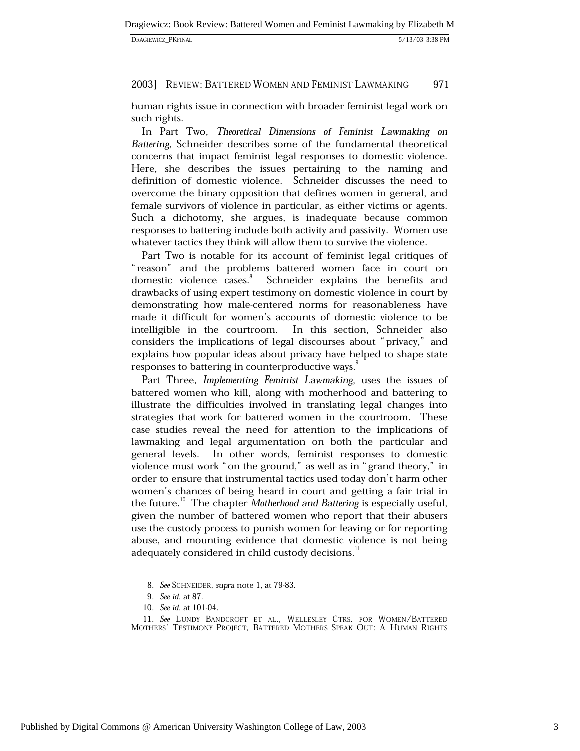human rights issue in connection with broader feminist legal work on such rights.

In Part Two, *Theoretical Dimensions of Feminist Lawmaking on Battering*, Schneider describes some of the fundamental theoretical concerns that impact feminist legal responses to domestic violence. Here, she describes the issues pertaining to the naming and definition of domestic violence. Schneider discusses the need to overcome the binary opposition that defines women in general, and female survivors of violence in particular, as either victims or agents. Such a dichotomy, she argues, is inadequate because common responses to battering include both activity and passivity. Women use whatever tactics they think will allow them to survive the violence.

Part Two is notable for its account of feminist legal critiques of "reason" and the problems battered women face in court on domestic violence cases.[8] Schneider explains the benefits and drawbacks of using expert testimony on domestic violence in court by demonstrating how male-centered norms for reasonableness have made it difficult for women's accounts of domestic violence to be intelligible in the courtroom. In this section, Schneider also considers the implications of legal discourses about "privacy," and explains how popular ideas about privacy have helped to shape state responses to battering in counterproductive ways.[9]

Part Three, *Implementing Feminist Lawmaking*, uses the issues of battered women who kill, along with motherhood and battering to illustrate the difficulties involved in translating legal changes into strategies that work for battered women in the courtroom. These case studies reveal the need for attention to the implications of lawmaking and legal argumentation on both the particular and general levels. In other words, feminist responses to domestic violence must work "on the ground," as well as in "grand theory," in order to ensure that instrumental tactics used today don't harm other women's chances of being heard in court and getting a fair trial in the future.[10] The chapter *Motherhood and Battering* is especially useful, given the number of battered women who report that their abusers use the custody process to punish women for leaving or for reporting abuse, and mounting evidence that domestic violence is not being adequately considered in child custody decisions.[11]

---

8. *See* SCHNEIDER, *supra* note 1, at 79-83.

9. *See id.* at 87.

10. *See id.* at 101-04.

11. *See* LUNDY BANDCROFT ET AL., WELLESLEY CTRS. FOR WOMEN/BATTERED MOTHERS' TESTIMONY PROJECT, BATTERED MOTHERS SPEAK OUT: A HUMAN RIGHTS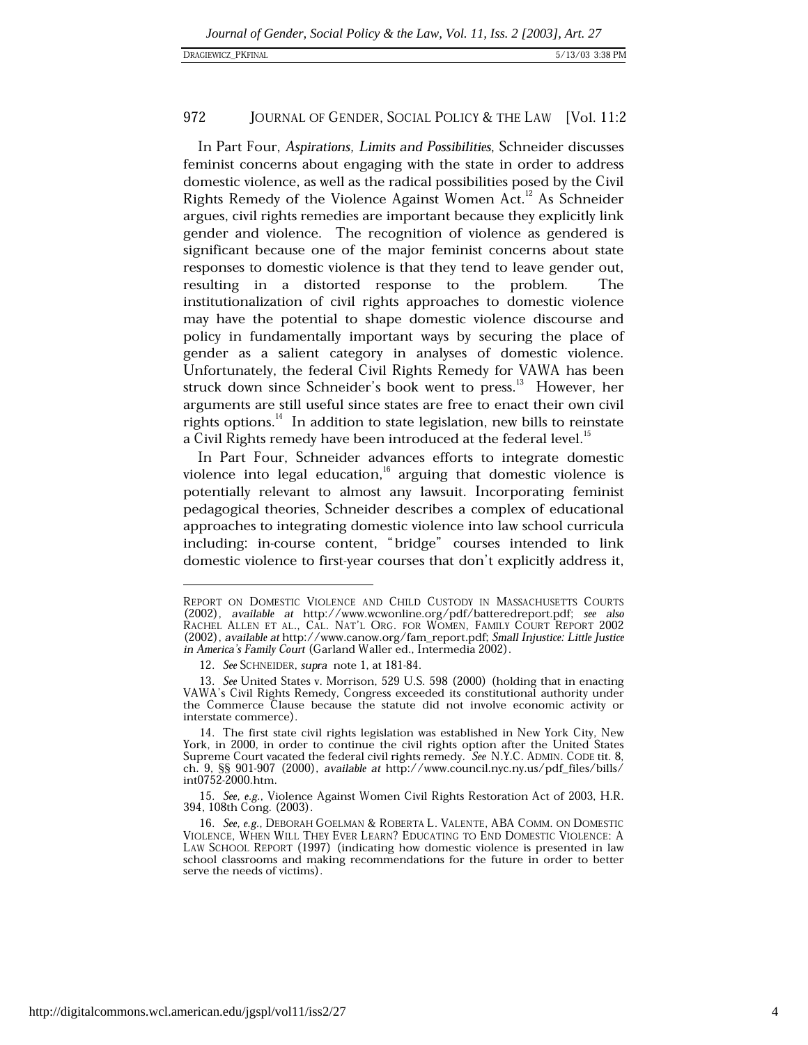In Part Four, *Aspirations, Limits and Possibilities*, Schneider discusses feminist concerns about engaging with the state in order to address domestic violence, as well as the radical possibilities posed by the Civil Rights Remedy of the Violence Against Women Act.[12] As Schneider argues, civil rights remedies are important because they explicitly link gender and violence. The recognition of violence as gendered is significant because one of the major feminist concerns about state responses to domestic violence is that they tend to leave gender out, resulting in a distorted response to the problem. The institutionalization of civil rights approaches to domestic violence may have the potential to shape domestic violence discourse and policy in fundamentally important ways by securing the place of gender as a salient category in analyses of domestic violence. Unfortunately, the federal Civil Rights Remedy for VAWA has been struck down since Schneider's book went to press.[13] However, her arguments are still useful since states are free to enact their own civil rights options.[14] In addition to state legislation, new bills to reinstate a Civil Rights remedy have been introduced at the federal level.[15]

In Part Four, Schneider advances efforts to integrate domestic violence into legal education,[16] arguing that domestic violence is potentially relevant to almost any lawsuit. Incorporating feminist pedagogical theories, Schneider describes a complex of educational approaches to integrating domestic violence into law school curricula including: in-course content, "bridge" courses intended to link domestic violence to first-year courses that don't explicitly address it,

---

REPORT ON DOMESTIC VIOLENCE AND CHILD CUSTODY IN MASSACHUSETTS COURTS (2002), *available at* http://www.wcwonline.org/pdf/batteredreport.pdf; *see also* RACHEL ALLEN ET AL., CAL. NAT'L ORG. FOR WOMEN, FAMILY COURT REPORT 2002 (2002), *available at* http://www.canow.org/fam_report.pdf; *Small Injustice: Little Justice in America's Family Court* (Garland Waller ed., Intermedia 2002).

12. *See* SCHNEIDER, *supra* note 1, at 181-84.

13. *See* United States v. Morrison, 529 U.S. 598 (2000) (holding that in enacting VAWA's Civil Rights Remedy, Congress exceeded its constitutional authority under the Commerce Clause because the statute did not involve economic activity or interstate commerce).

14. The first state civil rights legislation was established in New York City, New York, in 2000, in order to continue the civil rights option after the United States Supreme Court vacated the federal civil rights remedy. *See* N.Y.C. ADMIN. CODE tit. 8, ch. 9, §§ 901-907 (2000), *available at* http://www.council.nyc.ny.us/pdf_files/bills/int0752-2000.htm.

15. *See, e.g.*, Violence Against Women Civil Rights Restoration Act of 2003, H.R. 394, 108th Cong. (2003).

16. *See, e.g.*, DEBORAH GOELMAN & ROBERTA L. VALENTE, ABA COMM. ON DOMESTIC VIOLENCE, WHEN WILL THEY EVER LEARN? EDUCATING TO END DOMESTIC VIOLENCE: A LAW SCHOOL REPORT (1997) (indicating how domestic violence is presented in law school classrooms and making recommendations for the future in order to better serve the needs of victims).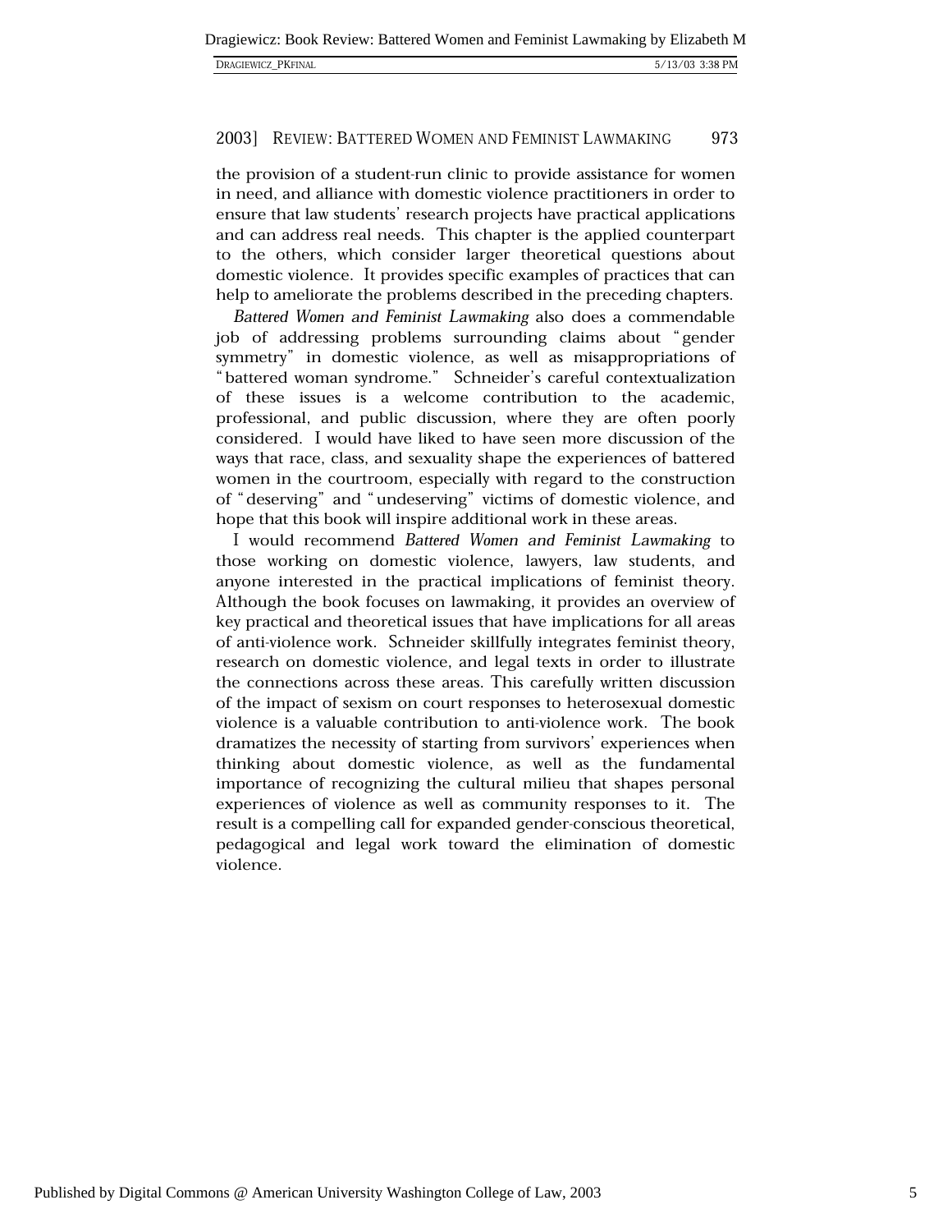the provision of a student-run clinic to provide assistance for women in need, and alliance with domestic violence practitioners in order to ensure that law students' research projects have practical applications and can address real needs. This chapter is the applied counterpart to the others, which consider larger theoretical questions about domestic violence. It provides specific examples of practices that can help to ameliorate the problems described in the preceding chapters.

*Battered Women and Feminist Lawmaking* also does a commendable job of addressing problems surrounding claims about "gender symmetry" in domestic violence, as well as misappropriations of "battered woman syndrome." Schneider's careful contextualization of these issues is a welcome contribution to the academic, professional, and public discussion, where they are often poorly considered. I would have liked to have seen more discussion of the ways that race, class, and sexuality shape the experiences of battered women in the courtroom, especially with regard to the construction of "deserving" and "undeserving" victims of domestic violence, and hope that this book will inspire additional work in these areas.

I would recommend *Battered Women and Feminist Lawmaking* to those working on domestic violence, lawyers, law students, and anyone interested in the practical implications of feminist theory. Although the book focuses on lawmaking, it provides an overview of key practical and theoretical issues that have implications for all areas of anti-violence work. Schneider skillfully integrates feminist theory, research on domestic violence, and legal texts in order to illustrate the connections across these areas. This carefully written discussion of the impact of sexism on court responses to heterosexual domestic violence is a valuable contribution to anti-violence work. The book dramatizes the necessity of starting from survivors' experiences when thinking about domestic violence, as well as the fundamental importance of recognizing the cultural milieu that shapes personal experiences of violence as well as community responses to it. The result is a compelling call for expanded gender-conscious theoretical, pedagogical and legal work toward the elimination of domestic violence.